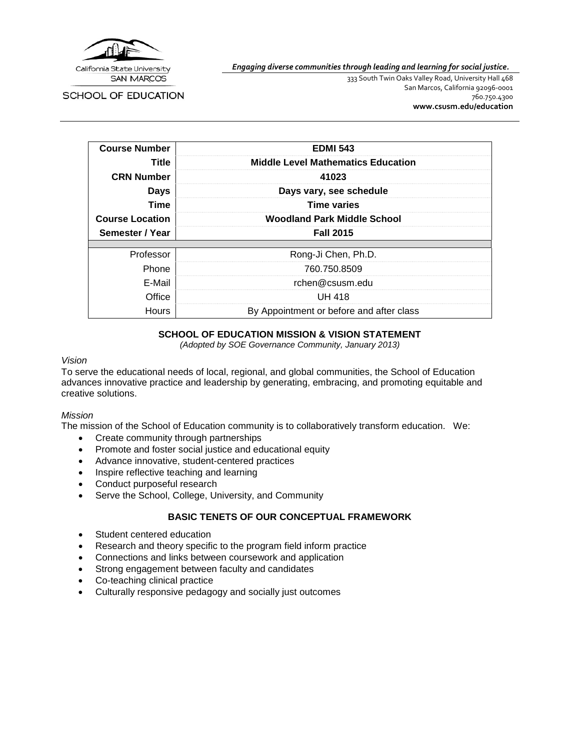California State University
SAN MARCOS

SCHOOL OF EDUCATION

*Engaging diverse communities through leading and learning for social justice.*

333 South Twin Oaks Valley Road, University Hall 468
San Marcos, California 92096-0001
760.750.4300
**www.csusm.edu/education**

| | |
|---|---|
| **Course Number** | **EDMI 543** |
| **Title** | **Middle Level Mathematics Education** |
| **CRN Number** | **41023** |
| **Days** | **Days vary, see schedule** |
| **Time** | **Time varies** |
| **Course Location** | **Woodland Park Middle School** |
| **Semester / Year** | **Fall 2015** |
| | |
| Professor | Rong-Ji Chen, Ph.D. |
| Phone | 760.750.8509 |
| E-Mail | rchen@csusm.edu |
| Office | UH 418 |
| Hours | By Appointment or before and after class |

## SCHOOL OF EDUCATION MISSION & VISION STATEMENT

*(Adopted by SOE Governance Community, January 2013)*

*Vision*

To serve the educational needs of local, regional, and global communities, the School of Education advances innovative practice and leadership by generating, embracing, and promoting equitable and creative solutions.

*Mission*

The mission of the School of Education community is to collaboratively transform education. We:

- Create community through partnerships
- Promote and foster social justice and educational equity
- Advance innovative, student-centered practices
- Inspire reflective teaching and learning
- Conduct purposeful research
- Serve the School, College, University, and Community

## BASIC TENETS OF OUR CONCEPTUAL FRAMEWORK

- Student centered education
- Research and theory specific to the program field inform practice
- Connections and links between coursework and application
- Strong engagement between faculty and candidates
- Co-teaching clinical practice
- Culturally responsive pedagogy and socially just outcomes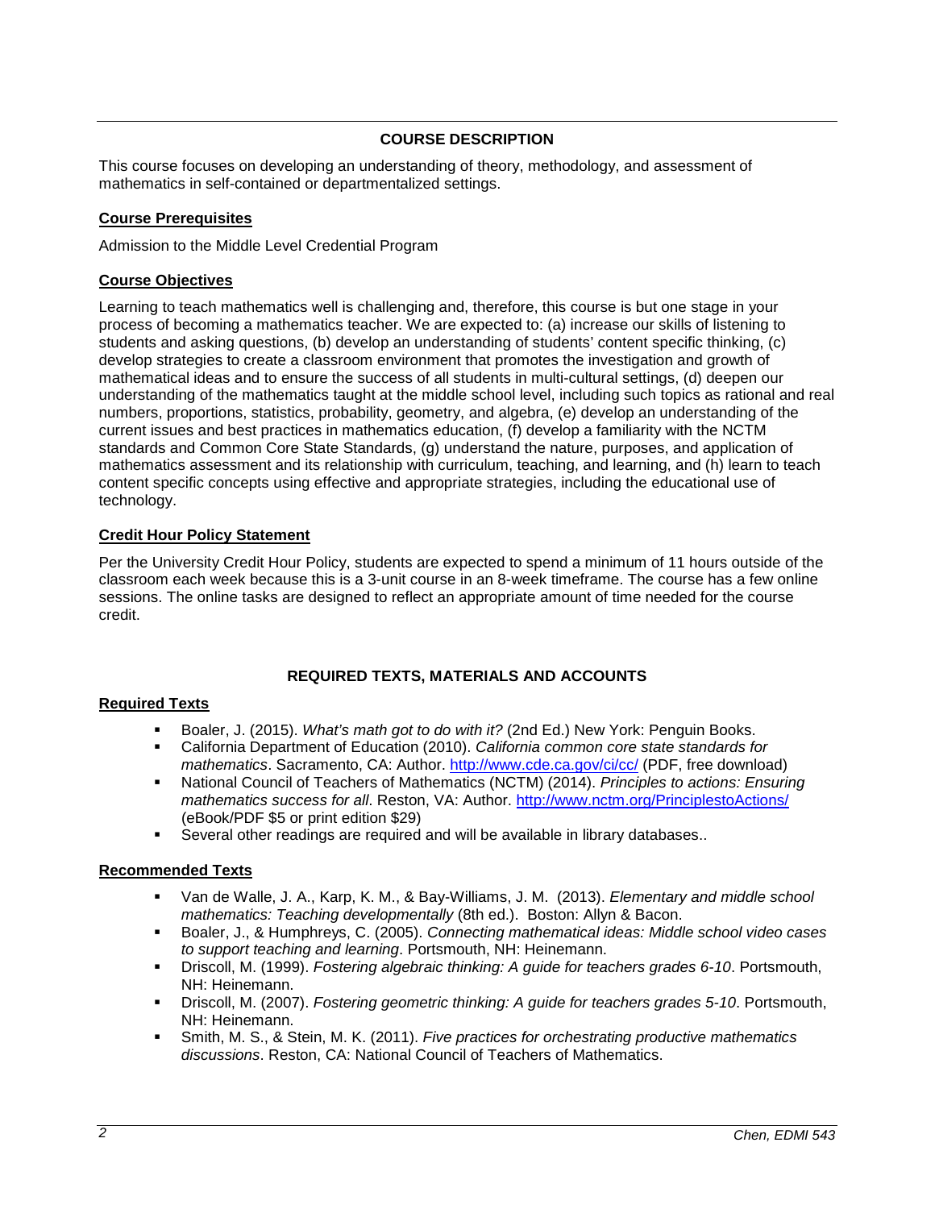## COURSE DESCRIPTION

This course focuses on developing an understanding of theory, methodology, and assessment of mathematics in self-contained or departmentalized settings.

### Course Prerequisites

Admission to the Middle Level Credential Program

### Course Objectives

Learning to teach mathematics well is challenging and, therefore, this course is but one stage in your process of becoming a mathematics teacher. We are expected to: (a) increase our skills of listening to students and asking questions, (b) develop an understanding of students' content specific thinking, (c) develop strategies to create a classroom environment that promotes the investigation and growth of mathematical ideas and to ensure the success of all students in multi-cultural settings, (d) deepen our understanding of the mathematics taught at the middle school level, including such topics as rational and real numbers, proportions, statistics, probability, geometry, and algebra, (e) develop an understanding of the current issues and best practices in mathematics education, (f) develop a familiarity with the NCTM standards and Common Core State Standards, (g) understand the nature, purposes, and application of mathematics assessment and its relationship with curriculum, teaching, and learning, and (h) learn to teach content specific concepts using effective and appropriate strategies, including the educational use of technology.

### Credit Hour Policy Statement

Per the University Credit Hour Policy, students are expected to spend a minimum of 11 hours outside of the classroom each week because this is a 3-unit course in an 8-week timeframe. The course has a few online sessions. The online tasks are designed to reflect an appropriate amount of time needed for the course credit.

## REQUIRED TEXTS, MATERIALS AND ACCOUNTS

### Required Texts

- Boaler, J. (2015). *What's math got to do with it?* (2nd Ed.) New York: Penguin Books.
- California Department of Education (2010). *California common core state standards for mathematics*. Sacramento, CA: Author. http://www.cde.ca.gov/ci/cc/ (PDF, free download)
- National Council of Teachers of Mathematics (NCTM) (2014). *Principles to actions: Ensuring mathematics success for all*. Reston, VA: Author. http://www.nctm.org/PrinciplestoActions/ (eBook/PDF $5 or print edition $29)
- Several other readings are required and will be available in library databases..

### Recommended Texts

- Van de Walle, J. A., Karp, K. M., & Bay-Williams, J. M. (2013). *Elementary and middle school mathematics: Teaching developmentally* (8th ed.). Boston: Allyn & Bacon.
- Boaler, J., & Humphreys, C. (2005). *Connecting mathematical ideas: Middle school video cases to support teaching and learning*. Portsmouth, NH: Heinemann.
- Driscoll, M. (1999). *Fostering algebraic thinking: A guide for teachers grades 6-10*. Portsmouth, NH: Heinemann.
- Driscoll, M. (2007). *Fostering geometric thinking: A guide for teachers grades 5-10*. Portsmouth, NH: Heinemann.
- Smith, M. S., & Stein, M. K. (2011). *Five practices for orchestrating productive mathematics discussions*. Reston, CA: National Council of Teachers of Mathematics.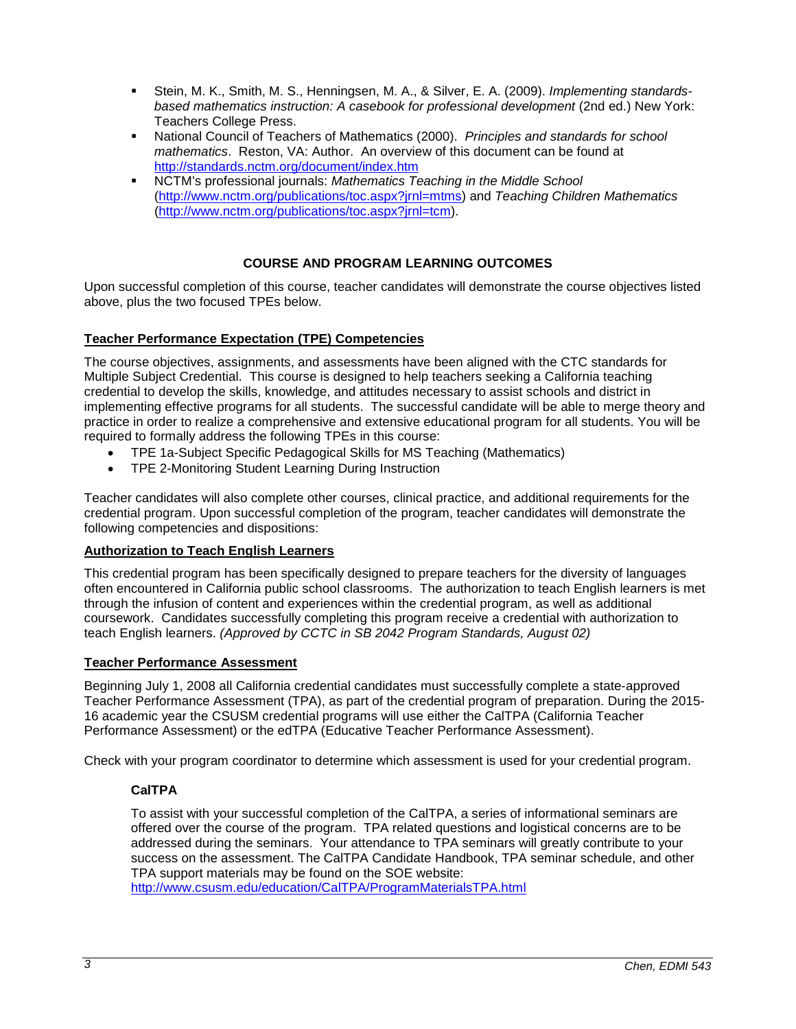- Stein, M. K., Smith, M. S., Henningsen, M. A., & Silver, E. A. (2009). *Implementing standards-based mathematics instruction: A casebook for professional development* (2nd ed.) New York: Teachers College Press.
- National Council of Teachers of Mathematics (2000). *Principles and standards for school mathematics*. Reston, VA: Author. An overview of this document can be found at http://standards.nctm.org/document/index.htm
- NCTM's professional journals: *Mathematics Teaching in the Middle School* (http://www.nctm.org/publications/toc.aspx?jrnl=mtms) and *Teaching Children Mathematics* (http://www.nctm.org/publications/toc.aspx?jrnl=tcm).

## COURSE AND PROGRAM LEARNING OUTCOMES

Upon successful completion of this course, teacher candidates will demonstrate the course objectives listed above, plus the two focused TPEs below.

### Teacher Performance Expectation (TPE) Competencies

The course objectives, assignments, and assessments have been aligned with the CTC standards for Multiple Subject Credential. This course is designed to help teachers seeking a California teaching credential to develop the skills, knowledge, and attitudes necessary to assist schools and district in implementing effective programs for all students. The successful candidate will be able to merge theory and practice in order to realize a comprehensive and extensive educational program for all students. You will be required to formally address the following TPEs in this course:

- TPE 1a-Subject Specific Pedagogical Skills for MS Teaching (Mathematics)
- TPE 2-Monitoring Student Learning During Instruction

Teacher candidates will also complete other courses, clinical practice, and additional requirements for the credential program. Upon successful completion of the program, teacher candidates will demonstrate the following competencies and dispositions:

### Authorization to Teach English Learners

This credential program has been specifically designed to prepare teachers for the diversity of languages often encountered in California public school classrooms. The authorization to teach English learners is met through the infusion of content and experiences within the credential program, as well as additional coursework. Candidates successfully completing this program receive a credential with authorization to teach English learners. *(Approved by CCTC in SB 2042 Program Standards, August 02)*

### Teacher Performance Assessment

Beginning July 1, 2008 all California credential candidates must successfully complete a state-approved Teacher Performance Assessment (TPA), as part of the credential program of preparation. During the 2015-16 academic year the CSUSM credential programs will use either the CalTPA (California Teacher Performance Assessment) or the edTPA (Educative Teacher Performance Assessment).

Check with your program coordinator to determine which assessment is used for your credential program.

#### CalTPA

To assist with your successful completion of the CalTPA, a series of informational seminars are offered over the course of the program. TPA related questions and logistical concerns are to be addressed during the seminars. Your attendance to TPA seminars will greatly contribute to your success on the assessment. The CalTPA Candidate Handbook, TPA seminar schedule, and other TPA support materials may be found on the SOE website: http://www.csusm.edu/education/CalTPA/ProgramMaterialsTPA.html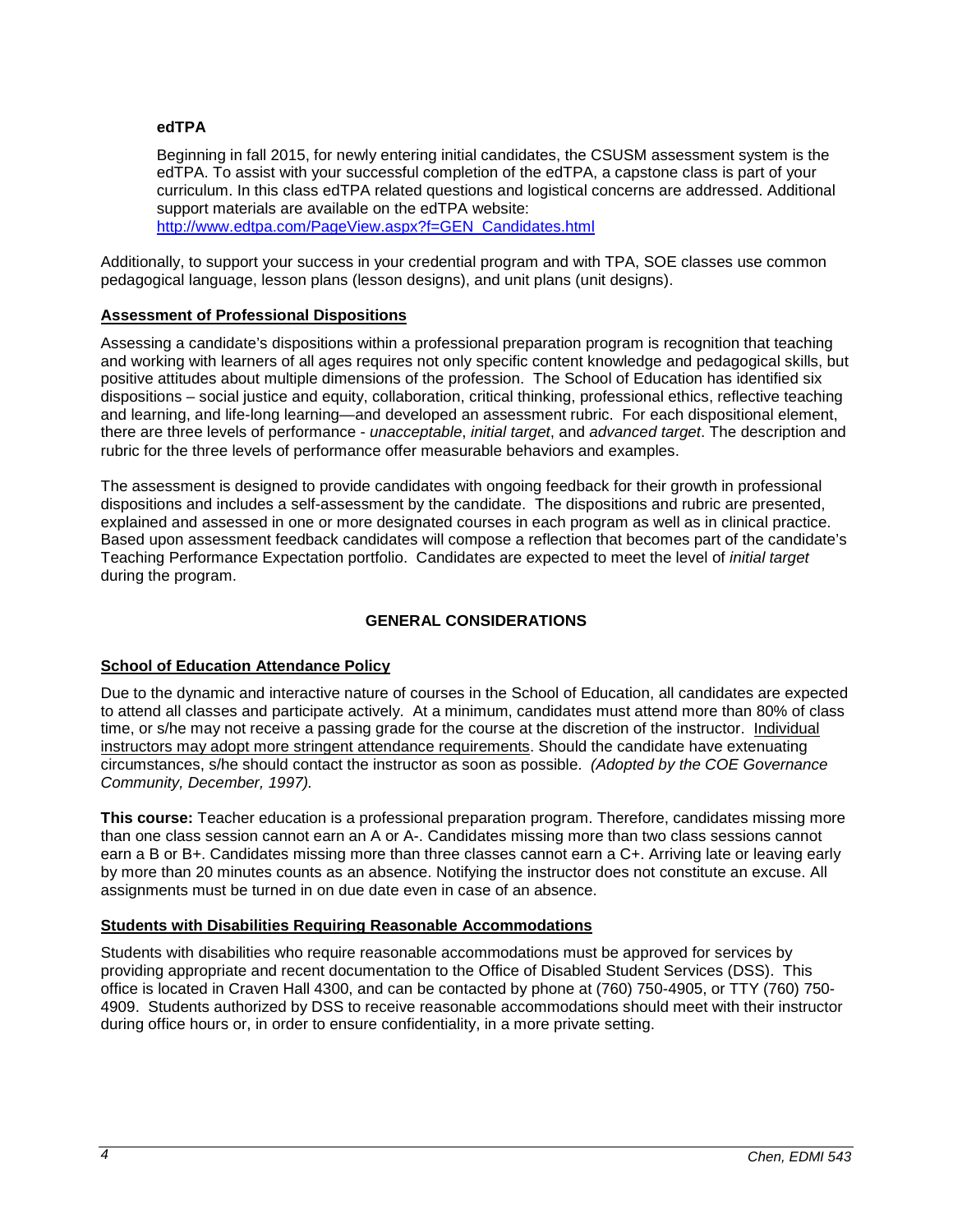### edTPA

Beginning in fall 2015, for newly entering initial candidates, the CSUSM assessment system is the edTPA. To assist with your successful completion of the edTPA, a capstone class is part of your curriculum. In this class edTPA related questions and logistical concerns are addressed. Additional support materials are available on the edTPA website: http://www.edtpa.com/PageView.aspx?f=GEN_Candidates.html

Additionally, to support your success in your credential program and with TPA, SOE classes use common pedagogical language, lesson plans (lesson designs), and unit plans (unit designs).

## Assessment of Professional Dispositions

Assessing a candidate's dispositions within a professional preparation program is recognition that teaching and working with learners of all ages requires not only specific content knowledge and pedagogical skills, but positive attitudes about multiple dimensions of the profession. The School of Education has identified six dispositions – social justice and equity, collaboration, critical thinking, professional ethics, reflective teaching and learning, and life-long learning—and developed an assessment rubric. For each dispositional element, there are three levels of performance - *unacceptable*, *initial target*, and *advanced target*. The description and rubric for the three levels of performance offer measurable behaviors and examples.

The assessment is designed to provide candidates with ongoing feedback for their growth in professional dispositions and includes a self-assessment by the candidate. The dispositions and rubric are presented, explained and assessed in one or more designated courses in each program as well as in clinical practice. Based upon assessment feedback candidates will compose a reflection that becomes part of the candidate's Teaching Performance Expectation portfolio. Candidates are expected to meet the level of *initial target* during the program.

# GENERAL CONSIDERATIONS

## School of Education Attendance Policy

Due to the dynamic and interactive nature of courses in the School of Education, all candidates are expected to attend all classes and participate actively. At a minimum, candidates must attend more than 80% of class time, or s/he may not receive a passing grade for the course at the discretion of the instructor. Individual instructors may adopt more stringent attendance requirements. Should the candidate have extenuating circumstances, s/he should contact the instructor as soon as possible. *(Adopted by the COE Governance Community, December, 1997).*

**This course:** Teacher education is a professional preparation program. Therefore, candidates missing more than one class session cannot earn an A or A-. Candidates missing more than two class sessions cannot earn a B or B+. Candidates missing more than three classes cannot earn a C+. Arriving late or leaving early by more than 20 minutes counts as an absence. Notifying the instructor does not constitute an excuse. All assignments must be turned in on due date even in case of an absence.

## Students with Disabilities Requiring Reasonable Accommodations

Students with disabilities who require reasonable accommodations must be approved for services by providing appropriate and recent documentation to the Office of Disabled Student Services (DSS). This office is located in Craven Hall 4300, and can be contacted by phone at (760) 750-4905, or TTY (760) 750-4909. Students authorized by DSS to receive reasonable accommodations should meet with their instructor during office hours or, in order to ensure confidentiality, in a more private setting.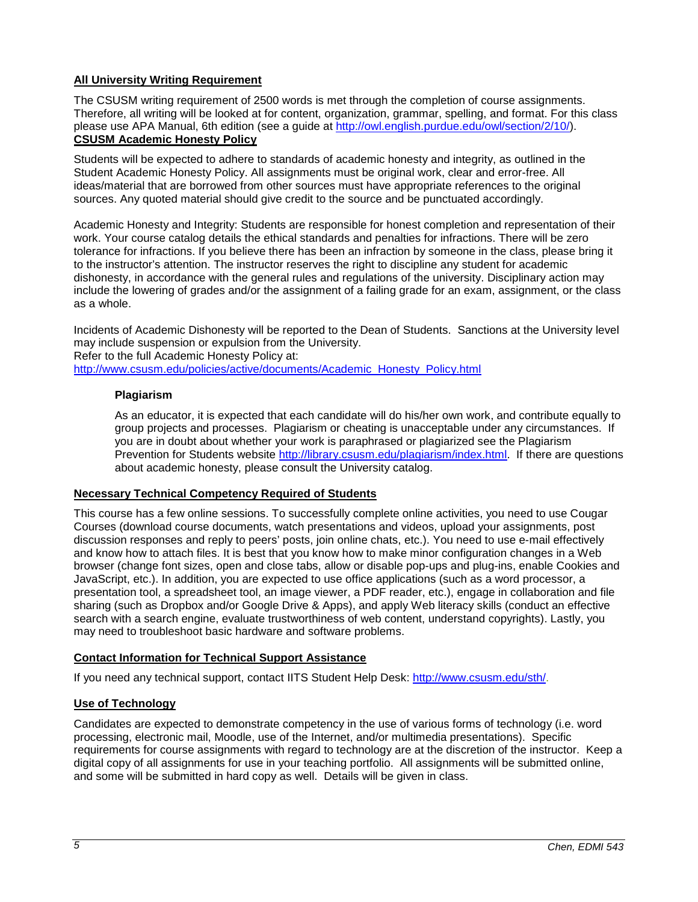## All University Writing Requirement

The CSUSM writing requirement of 2500 words is met through the completion of course assignments. Therefore, all writing will be looked at for content, organization, grammar, spelling, and format. For this class please use APA Manual, 6th edition (see a guide at http://owl.english.purdue.edu/owl/section/2/10/).

## CSUSM Academic Honesty Policy

Students will be expected to adhere to standards of academic honesty and integrity, as outlined in the Student Academic Honesty Policy. All assignments must be original work, clear and error-free. All ideas/material that are borrowed from other sources must have appropriate references to the original sources. Any quoted material should give credit to the source and be punctuated accordingly.

Academic Honesty and Integrity: Students are responsible for honest completion and representation of their work. Your course catalog details the ethical standards and penalties for infractions. There will be zero tolerance for infractions. If you believe there has been an infraction by someone in the class, please bring it to the instructor's attention. The instructor reserves the right to discipline any student for academic dishonesty, in accordance with the general rules and regulations of the university. Disciplinary action may include the lowering of grades and/or the assignment of a failing grade for an exam, assignment, or the class as a whole.

Incidents of Academic Dishonesty will be reported to the Dean of Students. Sanctions at the University level may include suspension or expulsion from the University.
Refer to the full Academic Honesty Policy at:
http://www.csusm.edu/policies/active/documents/Academic_Honesty_Policy.html

### Plagiarism

As an educator, it is expected that each candidate will do his/her own work, and contribute equally to group projects and processes. Plagiarism or cheating is unacceptable under any circumstances. If you are in doubt about whether your work is paraphrased or plagiarized see the Plagiarism Prevention for Students website http://library.csusm.edu/plagiarism/index.html. If there are questions about academic honesty, please consult the University catalog.

## Necessary Technical Competency Required of Students

This course has a few online sessions. To successfully complete online activities, you need to use Cougar Courses (download course documents, watch presentations and videos, upload your assignments, post discussion responses and reply to peers' posts, join online chats, etc.). You need to use e-mail effectively and know how to attach files. It is best that you know how to make minor configuration changes in a Web browser (change font sizes, open and close tabs, allow or disable pop-ups and plug-ins, enable Cookies and JavaScript, etc.). In addition, you are expected to use office applications (such as a word processor, a presentation tool, a spreadsheet tool, an image viewer, a PDF reader, etc.), engage in collaboration and file sharing (such as Dropbox and/or Google Drive & Apps), and apply Web literacy skills (conduct an effective search with a search engine, evaluate trustworthiness of web content, understand copyrights). Lastly, you may need to troubleshoot basic hardware and software problems.

## Contact Information for Technical Support Assistance

If you need any technical support, contact IITS Student Help Desk: http://www.csusm.edu/sth/.

## Use of Technology

Candidates are expected to demonstrate competency in the use of various forms of technology (i.e. word processing, electronic mail, Moodle, use of the Internet, and/or multimedia presentations). Specific requirements for course assignments with regard to technology are at the discretion of the instructor. Keep a digital copy of all assignments for use in your teaching portfolio. All assignments will be submitted online, and some will be submitted in hard copy as well. Details will be given in class.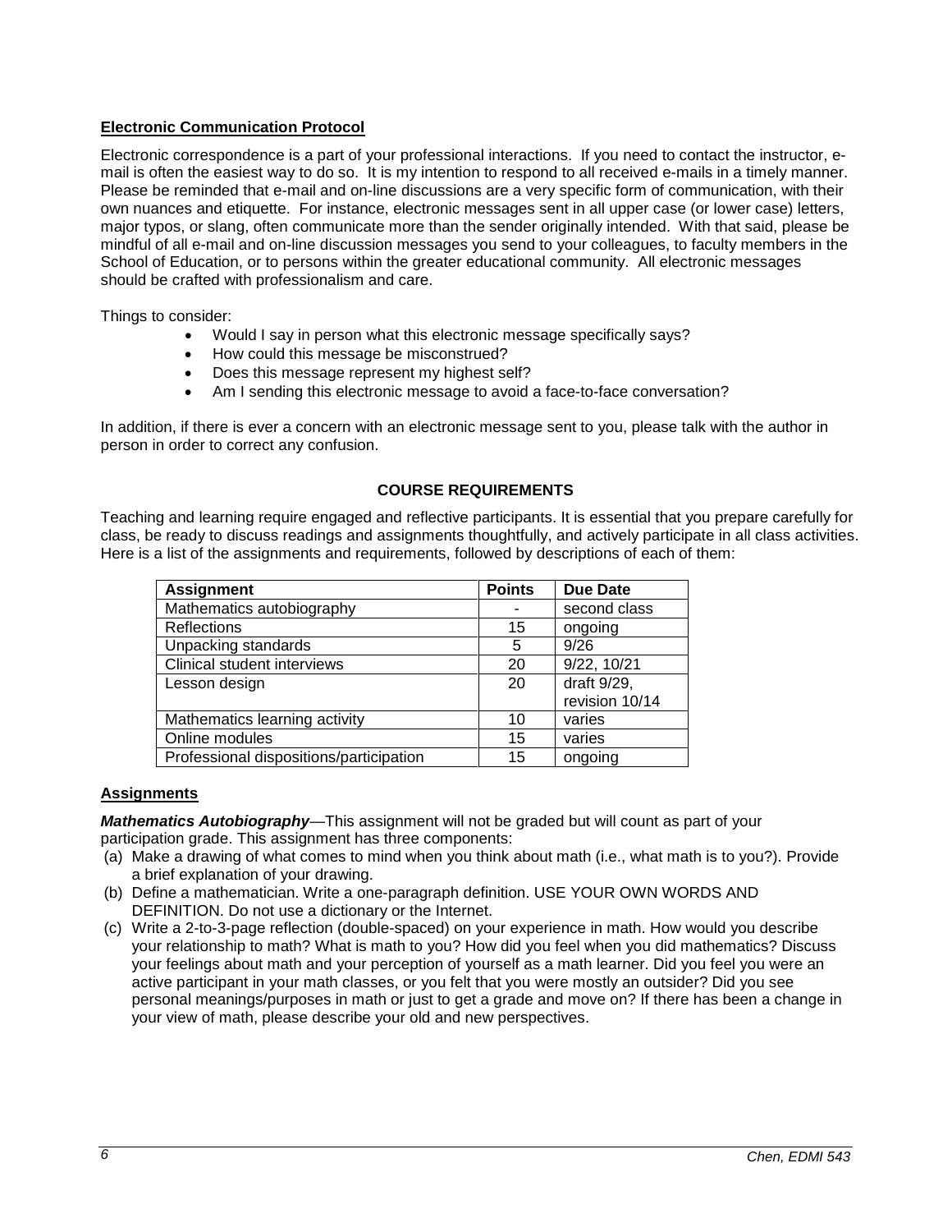**Electronic Communication Protocol**

Electronic correspondence is a part of your professional interactions. If you need to contact the instructor, e-mail is often the easiest way to do so. It is my intention to respond to all received e-mails in a timely manner. Please be reminded that e-mail and on-line discussions are a very specific form of communication, with their own nuances and etiquette. For instance, electronic messages sent in all upper case (or lower case) letters, major typos, or slang, often communicate more than the sender originally intended. With that said, please be mindful of all e-mail and on-line discussion messages you send to your colleagues, to faculty members in the School of Education, or to persons within the greater educational community. All electronic messages should be crafted with professionalism and care.

Things to consider:

- Would I say in person what this electronic message specifically says?
- How could this message be misconstrued?
- Does this message represent my highest self?
- Am I sending this electronic message to avoid a face-to-face conversation?

In addition, if there is ever a concern with an electronic message sent to you, please talk with the author in person in order to correct any confusion.

## COURSE REQUIREMENTS

Teaching and learning require engaged and reflective participants. It is essential that you prepare carefully for class, be ready to discuss readings and assignments thoughtfully, and actively participate in all class activities. Here is a list of the assignments and requirements, followed by descriptions of each of them:

| Assignment | Points | Due Date |
|---|---|---|
| Mathematics autobiography | - | second class |
| Reflections | 15 | ongoing |
| Unpacking standards | 5 | 9/26 |
| Clinical student interviews | 20 | 9/22, 10/21 |
| Lesson design | 20 | draft 9/29, revision 10/14 |
| Mathematics learning activity | 10 | varies |
| Online modules | 15 | varies |
| Professional dispositions/participation | 15 | ongoing |

**Assignments**

***Mathematics Autobiography***—This assignment will not be graded but will count as part of your participation grade. This assignment has three components:

(a) Make a drawing of what comes to mind when you think about math (i.e., what math is to you?). Provide a brief explanation of your drawing.

(b) Define a mathematician. Write a one-paragraph definition. USE YOUR OWN WORDS AND DEFINITION. Do not use a dictionary or the Internet.

(c) Write a 2-to-3-page reflection (double-spaced) on your experience in math. How would you describe your relationship to math? What is math to you? How did you feel when you did mathematics? Discuss your feelings about math and your perception of yourself as a math learner. Did you feel you were an active participant in your math classes, or you felt that you were mostly an outsider? Did you see personal meanings/purposes in math or just to get a grade and move on? If there has been a change in your view of math, please describe your old and new perspectives.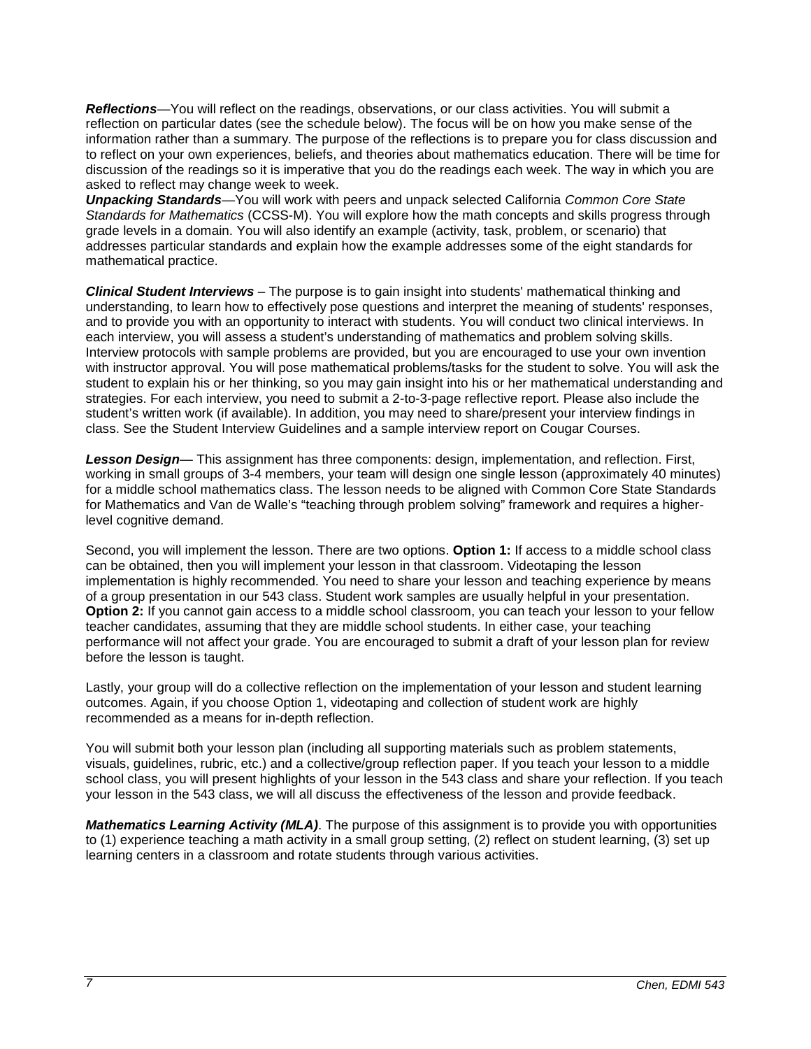***Reflections***—You will reflect on the readings, observations, or our class activities. You will submit a reflection on particular dates (see the schedule below). The focus will be on how you make sense of the information rather than a summary. The purpose of the reflections is to prepare you for class discussion and to reflect on your own experiences, beliefs, and theories about mathematics education. There will be time for discussion of the readings so it is imperative that you do the readings each week. The way in which you are asked to reflect may change week to week.

***Unpacking Standards***—You will work with peers and unpack selected California *Common Core State Standards for Mathematics* (CCSS-M). You will explore how the math concepts and skills progress through grade levels in a domain. You will also identify an example (activity, task, problem, or scenario) that addresses particular standards and explain how the example addresses some of the eight standards for mathematical practice.

***Clinical Student Interviews*** – The purpose is to gain insight into students' mathematical thinking and understanding, to learn how to effectively pose questions and interpret the meaning of students' responses, and to provide you with an opportunity to interact with students. You will conduct two clinical interviews. In each interview, you will assess a student's understanding of mathematics and problem solving skills. Interview protocols with sample problems are provided, but you are encouraged to use your own invention with instructor approval. You will pose mathematical problems/tasks for the student to solve. You will ask the student to explain his or her thinking, so you may gain insight into his or her mathematical understanding and strategies. For each interview, you need to submit a 2-to-3-page reflective report. Please also include the student's written work (if available). In addition, you may need to share/present your interview findings in class. See the Student Interview Guidelines and a sample interview report on Cougar Courses.

***Lesson Design***— This assignment has three components: design, implementation, and reflection. First, working in small groups of 3-4 members, your team will design one single lesson (approximately 40 minutes) for a middle school mathematics class. The lesson needs to be aligned with Common Core State Standards for Mathematics and Van de Walle's "teaching through problem solving" framework and requires a higher-level cognitive demand.

Second, you will implement the lesson. There are two options. **Option 1:** If access to a middle school class can be obtained, then you will implement your lesson in that classroom. Videotaping the lesson implementation is highly recommended. You need to share your lesson and teaching experience by means of a group presentation in our 543 class. Student work samples are usually helpful in your presentation. **Option 2:** If you cannot gain access to a middle school classroom, you can teach your lesson to your fellow teacher candidates, assuming that they are middle school students. In either case, your teaching performance will not affect your grade. You are encouraged to submit a draft of your lesson plan for review before the lesson is taught.

Lastly, your group will do a collective reflection on the implementation of your lesson and student learning outcomes. Again, if you choose Option 1, videotaping and collection of student work are highly recommended as a means for in-depth reflection.

You will submit both your lesson plan (including all supporting materials such as problem statements, visuals, guidelines, rubric, etc.) and a collective/group reflection paper. If you teach your lesson to a middle school class, you will present highlights of your lesson in the 543 class and share your reflection. If you teach your lesson in the 543 class, we will all discuss the effectiveness of the lesson and provide feedback.

***Mathematics Learning Activity (MLA)***. The purpose of this assignment is to provide you with opportunities to (1) experience teaching a math activity in a small group setting, (2) reflect on student learning, (3) set up learning centers in a classroom and rotate students through various activities.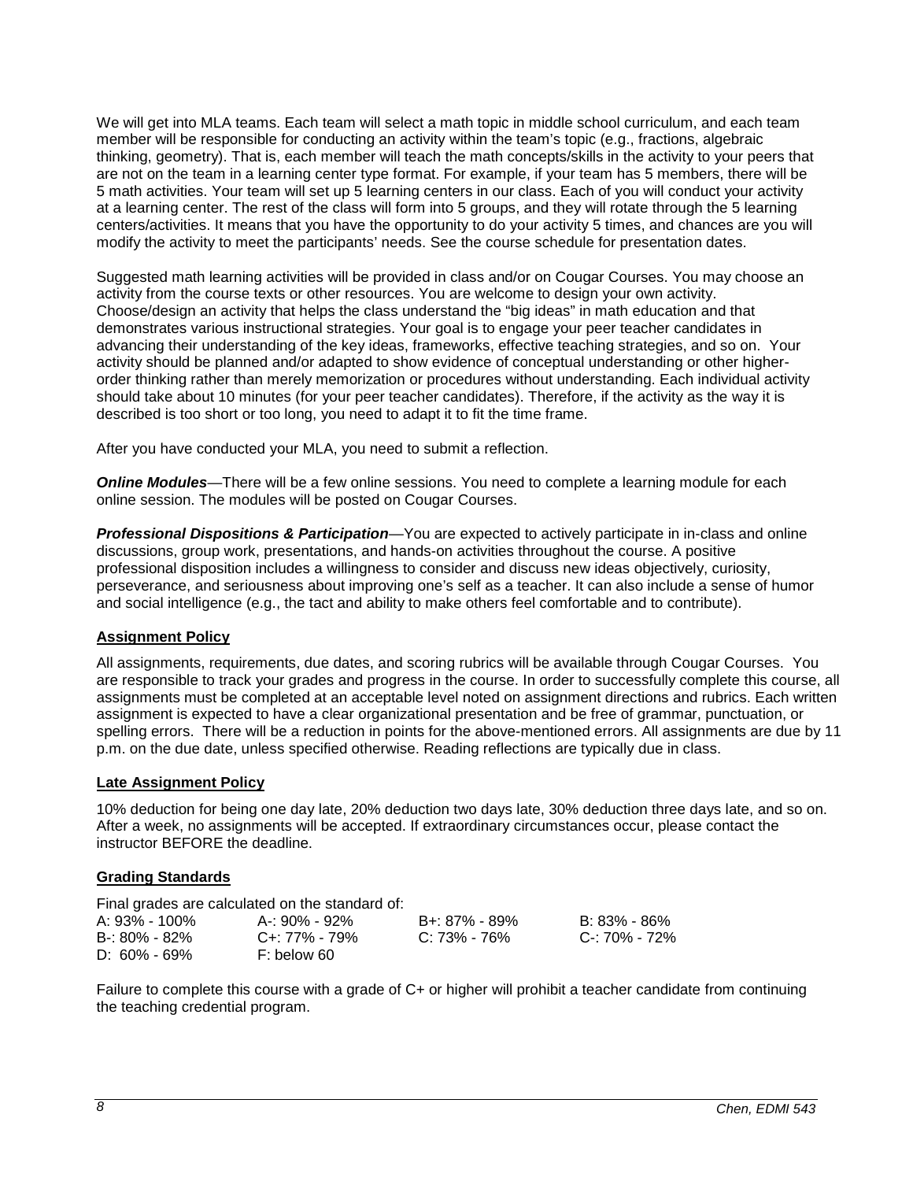We will get into MLA teams. Each team will select a math topic in middle school curriculum, and each team member will be responsible for conducting an activity within the team's topic (e.g., fractions, algebraic thinking, geometry). That is, each member will teach the math concepts/skills in the activity to your peers that are not on the team in a learning center type format. For example, if your team has 5 members, there will be 5 math activities. Your team will set up 5 learning centers in our class. Each of you will conduct your activity at a learning center. The rest of the class will form into 5 groups, and they will rotate through the 5 learning centers/activities. It means that you have the opportunity to do your activity 5 times, and chances are you will modify the activity to meet the participants' needs. See the course schedule for presentation dates.

Suggested math learning activities will be provided in class and/or on Cougar Courses. You may choose an activity from the course texts or other resources. You are welcome to design your own activity. Choose/design an activity that helps the class understand the "big ideas" in math education and that demonstrates various instructional strategies. Your goal is to engage your peer teacher candidates in advancing their understanding of the key ideas, frameworks, effective teaching strategies, and so on. Your activity should be planned and/or adapted to show evidence of conceptual understanding or other higher-order thinking rather than merely memorization or procedures without understanding. Each individual activity should take about 10 minutes (for your peer teacher candidates). Therefore, if the activity as the way it is described is too short or too long, you need to adapt it to fit the time frame.

After you have conducted your MLA, you need to submit a reflection.

***Online Modules***—There will be a few online sessions. You need to complete a learning module for each online session. The modules will be posted on Cougar Courses.

***Professional Dispositions & Participation***—You are expected to actively participate in in-class and online discussions, group work, presentations, and hands-on activities throughout the course. A positive professional disposition includes a willingness to consider and discuss new ideas objectively, curiosity, perseverance, and seriousness about improving one's self as a teacher. It can also include a sense of humor and social intelligence (e.g., the tact and ability to make others feel comfortable and to contribute).

## Assignment Policy

All assignments, requirements, due dates, and scoring rubrics will be available through Cougar Courses. You are responsible to track your grades and progress in the course. In order to successfully complete this course, all assignments must be completed at an acceptable level noted on assignment directions and rubrics. Each written assignment is expected to have a clear organizational presentation and be free of grammar, punctuation, or spelling errors. There will be a reduction in points for the above-mentioned errors. All assignments are due by 11 p.m. on the due date, unless specified otherwise. Reading reflections are typically due in class.

## Late Assignment Policy

10% deduction for being one day late, 20% deduction two days late, 30% deduction three days late, and so on. After a week, no assignments will be accepted. If extraordinary circumstances occur, please contact the instructor BEFORE the deadline.

## Grading Standards

Final grades are calculated on the standard of:

| | | | |
|---|---|---|---|
| A: 93% - 100% | A-: 90% - 92% | B+: 87% - 89% | B: 83% - 86% |
| B-: 80% - 82% | C+: 77% - 79% | C: 73% - 76% | C-: 70% - 72% |
| D: 60% - 69% | F: below 60 | | |

Failure to complete this course with a grade of C+ or higher will prohibit a teacher candidate from continuing the teaching credential program.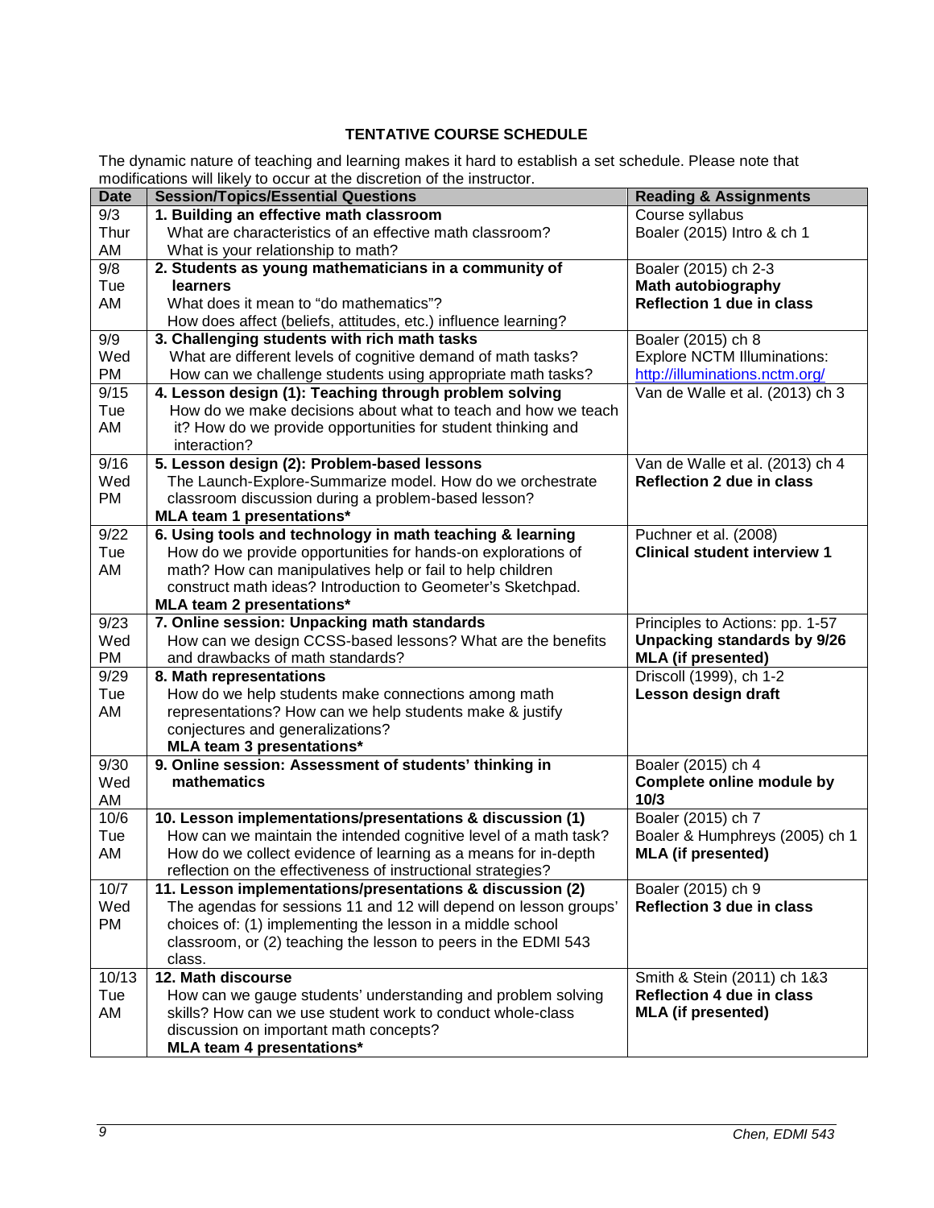## TENTATIVE COURSE SCHEDULE

The dynamic nature of teaching and learning makes it hard to establish a set schedule. Please note that modifications will likely to occur at the discretion of the instructor.

| Date | Session/Topics/Essential Questions | Reading & Assignments |
| --- | --- | --- |
| 9/3 Thur AM | **1. Building an effective math classroom** What are characteristics of an effective math classroom? What is your relationship to math? | Course syllabus Boaler (2015) Intro & ch 1 |
| 9/8 Tue AM | **2. Students as young mathematicians in a community of learners** What does it mean to "do mathematics"? How does affect (beliefs, attitudes, etc.) influence learning? | Boaler (2015) ch 2-3 **Math autobiography** **Reflection 1 due in class** |
| 9/9 Wed PM | **3. Challenging students with rich math tasks** What are different levels of cognitive demand of math tasks? How can we challenge students using appropriate math tasks? | Boaler (2015) ch 8 Explore NCTM Illuminations: http://illuminations.nctm.org/ |
| 9/15 Tue AM | **4. Lesson design (1): Teaching through problem solving** How do we make decisions about what to teach and how we teach it? How do we provide opportunities for student thinking and interaction? | Van de Walle et al. (2013) ch 3 |
| 9/16 Wed PM | **5. Lesson design (2): Problem-based lessons** The Launch-Explore-Summarize model. How do we orchestrate classroom discussion during a problem-based lesson? **MLA team 1 presentations*** | Van de Walle et al. (2013) ch 4 **Reflection 2 due in class** |
| 9/22 Tue AM | **6. Using tools and technology in math teaching & learning** How do we provide opportunities for hands-on explorations of math? How can manipulatives help or fail to help children construct math ideas? Introduction to Geometer's Sketchpad. **MLA team 2 presentations*** | Puchner et al. (2008) **Clinical student interview 1** |
| 9/23 Wed PM | **7. Online session: Unpacking math standards** How can we design CCSS-based lessons? What are the benefits and drawbacks of math standards? | Principles to Actions: pp. 1-57 **Unpacking standards by 9/26** **MLA (if presented)** |
| 9/29 Tue AM | **8. Math representations** How do we help students make connections among math representations? How can we help students make & justify conjectures and generalizations? **MLA team 3 presentations*** | Driscoll (1999), ch 1-2 **Lesson design draft** |
| 9/30 Wed AM | **9. Online session: Assessment of students' thinking in mathematics** | Boaler (2015) ch 4 **Complete online module by 10/3** |
| 10/6 Tue AM | **10. Lesson implementations/presentations & discussion (1)** How can we maintain the intended cognitive level of a math task? How do we collect evidence of learning as a means for in-depth reflection on the effectiveness of instructional strategies? | Boaler (2015) ch 7 Boaler & Humphreys (2005) ch 1 **MLA (if presented)** |
| 10/7 Wed PM | **11. Lesson implementations/presentations & discussion (2)** The agendas for sessions 11 and 12 will depend on lesson groups' choices of: (1) implementing the lesson in a middle school classroom, or (2) teaching the lesson to peers in the EDMI 543 class. | Boaler (2015) ch 9 **Reflection 3 due in class** |
| 10/13 Tue AM | **12. Math discourse** How can we gauge students' understanding and problem solving skills? How can we use student work to conduct whole-class discussion on important math concepts? **MLA team 4 presentations*** | Smith & Stein (2011) ch 1&3 **Reflection 4 due in class** **MLA (if presented)** |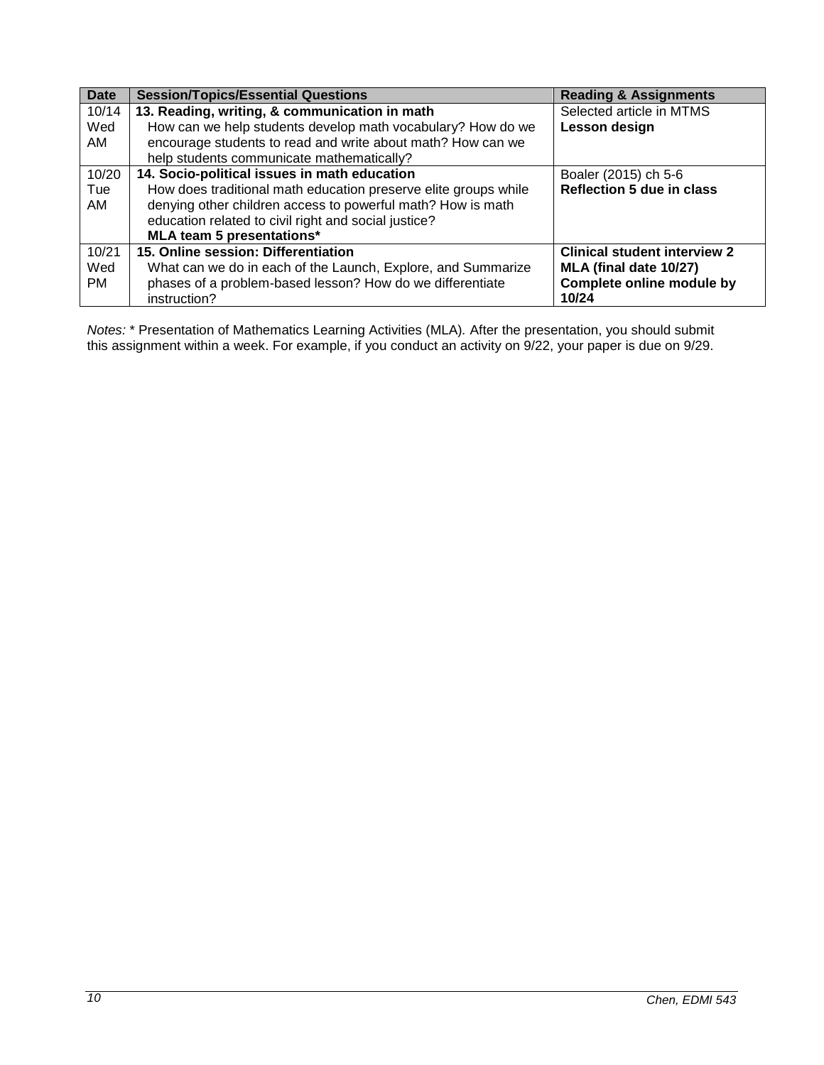| Date | Session/Topics/Essential Questions | Reading & Assignments |
| --- | --- | --- |
| 10/14 Wed AM | **13. Reading, writing, & communication in math** How can we help students develop math vocabulary? How do we encourage students to read and write about math? How can we help students communicate mathematically? | Selected article in MTMS **Lesson design** |
| 10/20 Tue AM | **14. Socio-political issues in math education** How does traditional math education preserve elite groups while denying other children access to powerful math? How is math education related to civil right and social justice? **MLA team 5 presentations*** | Boaler (2015) ch 5-6 **Reflection 5 due in class** |
| 10/21 Wed PM | **15. Online session: Differentiation** What can we do in each of the Launch, Explore, and Summarize phases of a problem-based lesson? How do we differentiate instruction? | **Clinical student interview 2** **MLA (final date 10/27)** **Complete online module by 10/24** |

*Notes:* * Presentation of Mathematics Learning Activities (MLA). After the presentation, you should submit this assignment within a week. For example, if you conduct an activity on 9/22, your paper is due on 9/29.